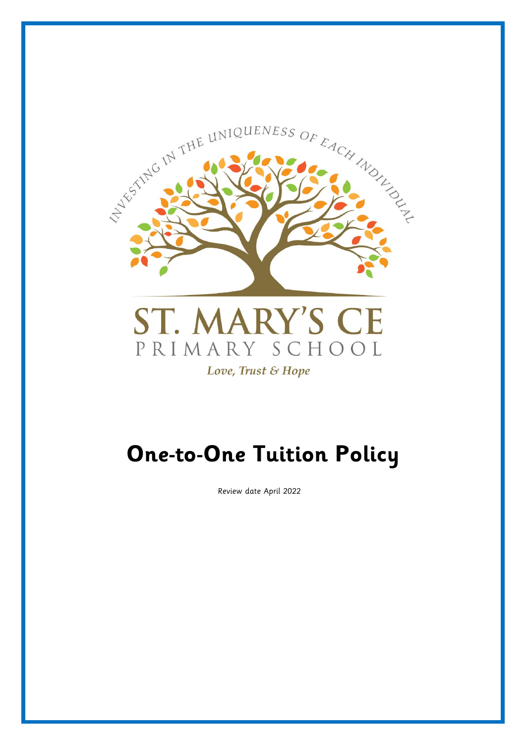INVESTING IN THE UNIQUENESS OF EACH INDIVIDUAL

ST. MARY'S CE

PRIMARY SCHOOL

*Love, Trust & Hope*

# One-to-One Tuition Policy

Review date April 2022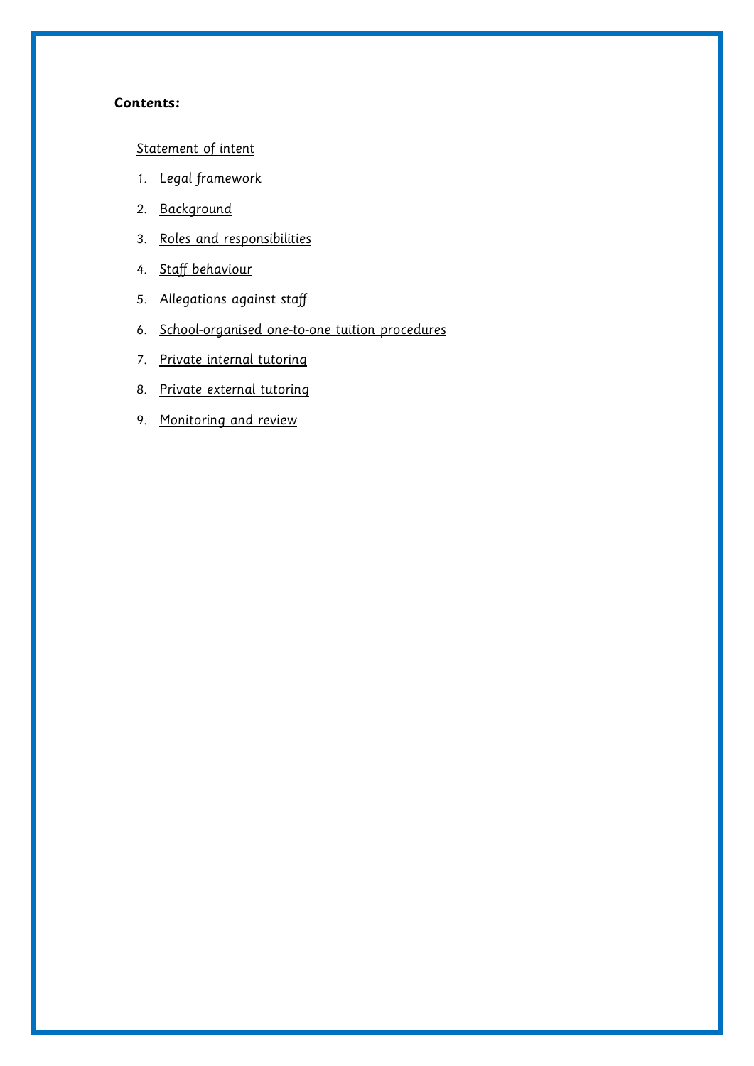**Contents:**

Statement of intent

1. Legal framework
2. Background
3. Roles and responsibilities
4. Staff behaviour
5. Allegations against staff
6. School-organised one-to-one tuition procedures
7. Private internal tutoring
8. Private external tutoring
9. Monitoring and review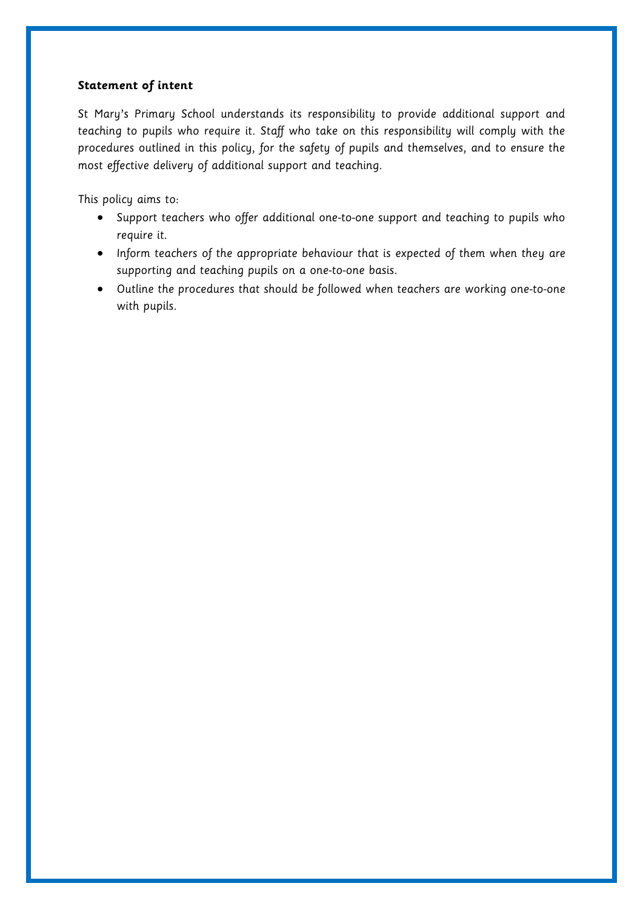**Statement of intent**

St Mary's Primary School understands its responsibility to provide additional support and teaching to pupils who require it. Staff who take on this responsibility will comply with the procedures outlined in this policy, for the safety of pupils and themselves, and to ensure the most effective delivery of additional support and teaching.

This policy aims to:

- Support teachers who offer additional one-to-one support and teaching to pupils who require it.
- Inform teachers of the appropriate behaviour that is expected of them when they are supporting and teaching pupils on a one-to-one basis.
- Outline the procedures that should be followed when teachers are working one-to-one with pupils.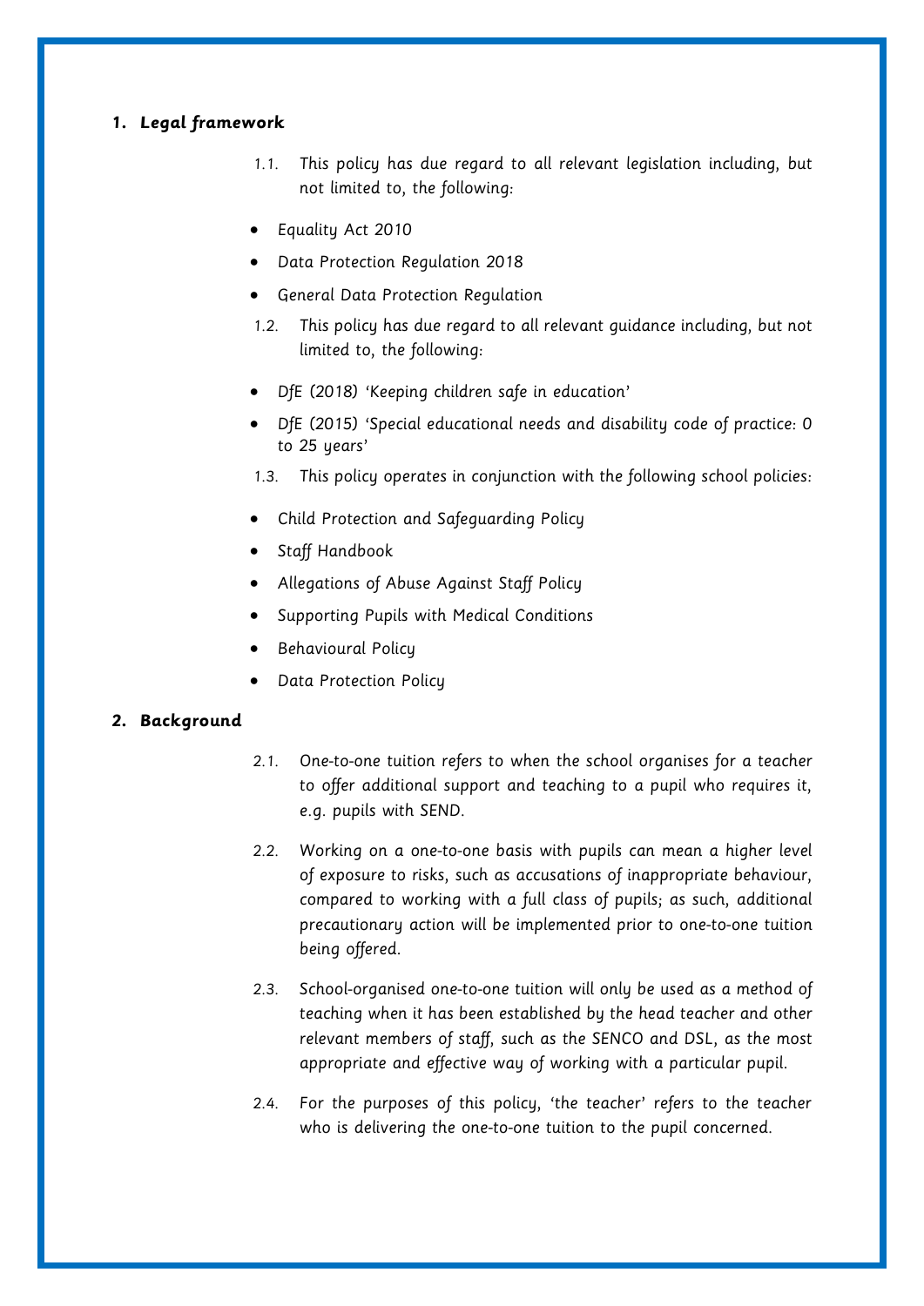## 1. Legal framework

1.1. This policy has due regard to all relevant legislation including, but not limited to, the following:

- Equality Act 2010
- Data Protection Regulation 2018
- General Data Protection Regulation

1.2. This policy has due regard to all relevant guidance including, but not limited to, the following:

- DfE (2018) 'Keeping children safe in education'
- DfE (2015) 'Special educational needs and disability code of practice: 0 to 25 years'

1.3. This policy operates in conjunction with the following school policies:

- Child Protection and Safeguarding Policy
- Staff Handbook
- Allegations of Abuse Against Staff Policy
- Supporting Pupils with Medical Conditions
- Behavioural Policy
- Data Protection Policy

## 2. Background

2.1. One-to-one tuition refers to when the school organises for a teacher to offer additional support and teaching to a pupil who requires it, e.g. pupils with SEND.

2.2. Working on a one-to-one basis with pupils can mean a higher level of exposure to risks, such as accusations of inappropriate behaviour, compared to working with a full class of pupils; as such, additional precautionary action will be implemented prior to one-to-one tuition being offered.

2.3. School-organised one-to-one tuition will only be used as a method of teaching when it has been established by the head teacher and other relevant members of staff, such as the SENCO and DSL, as the most appropriate and effective way of working with a particular pupil.

2.4. For the purposes of this policy, 'the teacher' refers to the teacher who is delivering the one-to-one tuition to the pupil concerned.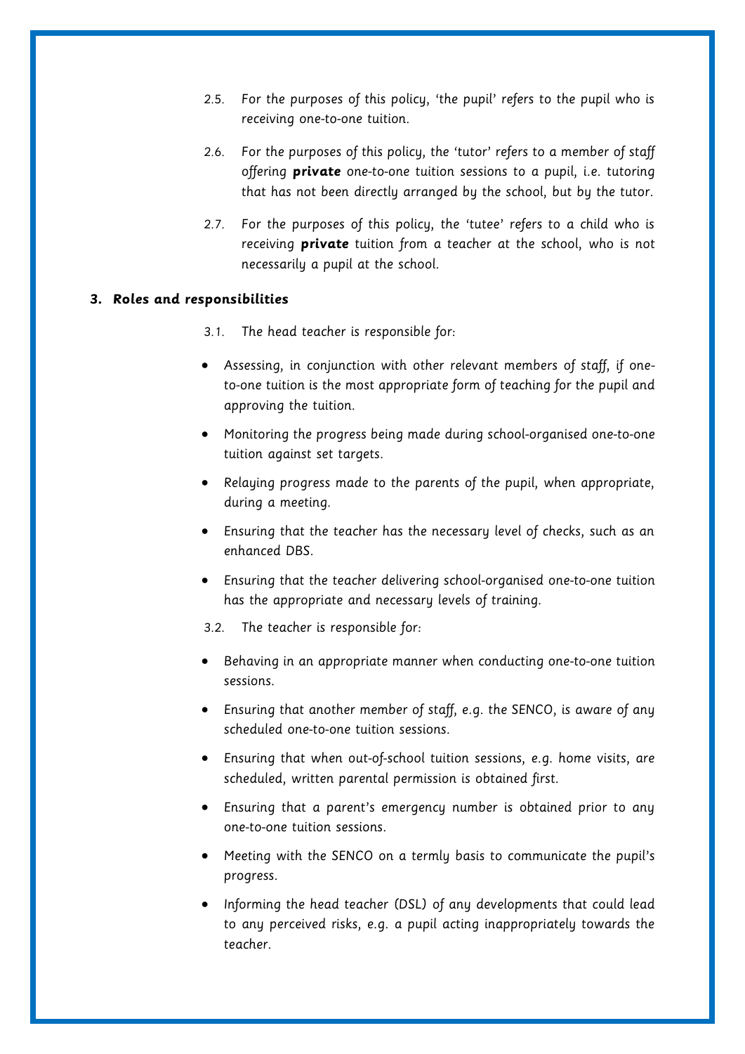2.5. For the purposes of this policy, 'the pupil' refers to the pupil who is receiving one-to-one tuition.

2.6. For the purposes of this policy, the 'tutor' refers to a member of staff offering **private** one-to-one tuition sessions to a pupil, i.e. tutoring that has not been directly arranged by the school, but by the tutor.

2.7. For the purposes of this policy, the 'tutee' refers to a child who is receiving **private** tuition from a teacher at the school, who is not necessarily a pupil at the school.

## 3. Roles and responsibilities

3.1. The head teacher is responsible for:

- Assessing, in conjunction with other relevant members of staff, if one-to-one tuition is the most appropriate form of teaching for the pupil and approving the tuition.
- Monitoring the progress being made during school-organised one-to-one tuition against set targets.
- Relaying progress made to the parents of the pupil, when appropriate, during a meeting.
- Ensuring that the teacher has the necessary level of checks, such as an enhanced DBS.
- Ensuring that the teacher delivering school-organised one-to-one tuition has the appropriate and necessary levels of training.

3.2. The teacher is responsible for:

- Behaving in an appropriate manner when conducting one-to-one tuition sessions.
- Ensuring that another member of staff, e.g. the SENCO, is aware of any scheduled one-to-one tuition sessions.
- Ensuring that when out-of-school tuition sessions, e.g. home visits, are scheduled, written parental permission is obtained first.
- Ensuring that a parent's emergency number is obtained prior to any one-to-one tuition sessions.
- Meeting with the SENCO on a termly basis to communicate the pupil's progress.
- Informing the head teacher (DSL) of any developments that could lead to any perceived risks, e.g. a pupil acting inappropriately towards the teacher.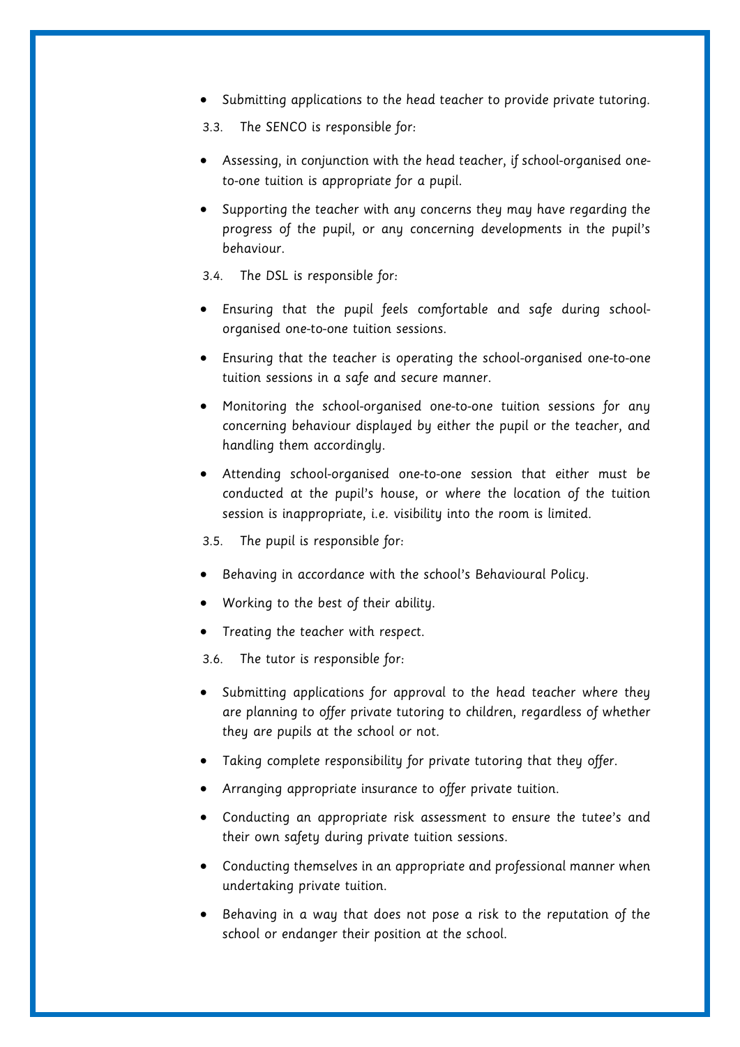- Submitting applications to the head teacher to provide private tutoring.

3.3. The SENCO is responsible for:

- Assessing, in conjunction with the head teacher, if school-organised one-to-one tuition is appropriate for a pupil.
- Supporting the teacher with any concerns they may have regarding the progress of the pupil, or any concerning developments in the pupil's behaviour.

3.4. The DSL is responsible for:

- Ensuring that the pupil feels comfortable and safe during school-organised one-to-one tuition sessions.
- Ensuring that the teacher is operating the school-organised one-to-one tuition sessions in a safe and secure manner.
- Monitoring the school-organised one-to-one tuition sessions for any concerning behaviour displayed by either the pupil or the teacher, and handling them accordingly.
- Attending school-organised one-to-one session that either must be conducted at the pupil's house, or where the location of the tuition session is inappropriate, i.e. visibility into the room is limited.

3.5. The pupil is responsible for:

- Behaving in accordance with the school's Behavioural Policy.
- Working to the best of their ability.
- Treating the teacher with respect.

3.6. The tutor is responsible for:

- Submitting applications for approval to the head teacher where they are planning to offer private tutoring to children, regardless of whether they are pupils at the school or not.
- Taking complete responsibility for private tutoring that they offer.
- Arranging appropriate insurance to offer private tuition.
- Conducting an appropriate risk assessment to ensure the tutee's and their own safety during private tuition sessions.
- Conducting themselves in an appropriate and professional manner when undertaking private tuition.
- Behaving in a way that does not pose a risk to the reputation of the school or endanger their position at the school.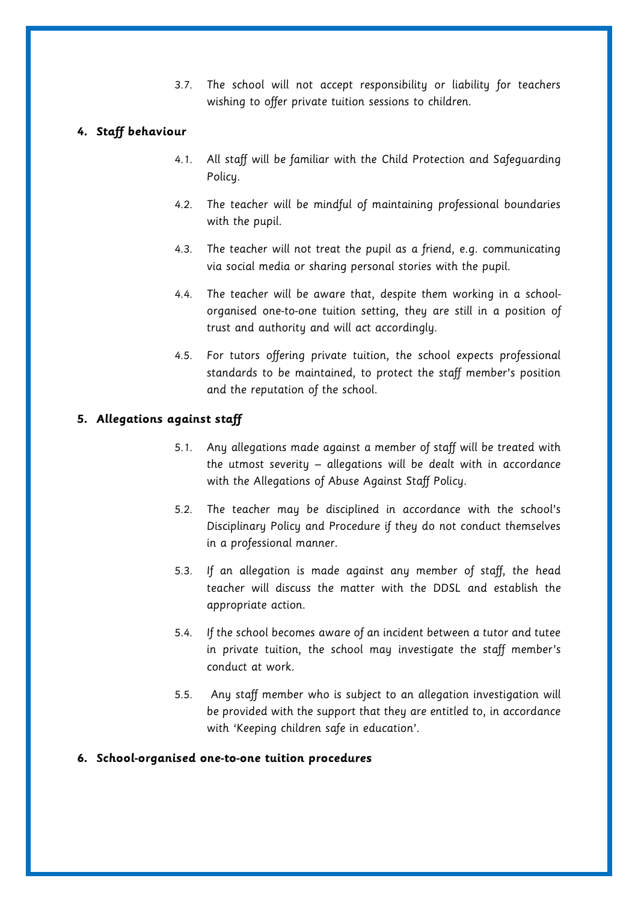3.7. The school will not accept responsibility or liability for teachers wishing to offer private tuition sessions to children.

## 4. Staff behaviour

4.1. All staff will be familiar with the Child Protection and Safeguarding Policy.

4.2. The teacher will be mindful of maintaining professional boundaries with the pupil.

4.3. The teacher will not treat the pupil as a friend, e.g. communicating via social media or sharing personal stories with the pupil.

4.4. The teacher will be aware that, despite them working in a school-organised one-to-one tuition setting, they are still in a position of trust and authority and will act accordingly.

4.5. For tutors offering private tuition, the school expects professional standards to be maintained, to protect the staff member's position and the reputation of the school.

## 5. Allegations against staff

5.1. Any allegations made against a member of staff will be treated with the utmost severity – allegations will be dealt with in accordance with the Allegations of Abuse Against Staff Policy.

5.2. The teacher may be disciplined in accordance with the school's Disciplinary Policy and Procedure if they do not conduct themselves in a professional manner.

5.3. If an allegation is made against any member of staff, the head teacher will discuss the matter with the DDSL and establish the appropriate action.

5.4. If the school becomes aware of an incident between a tutor and tutee in private tuition, the school may investigate the staff member's conduct at work.

5.5. Any staff member who is subject to an allegation investigation will be provided with the support that they are entitled to, in accordance with 'Keeping children safe in education'.

## 6. School-organised one-to-one tuition procedures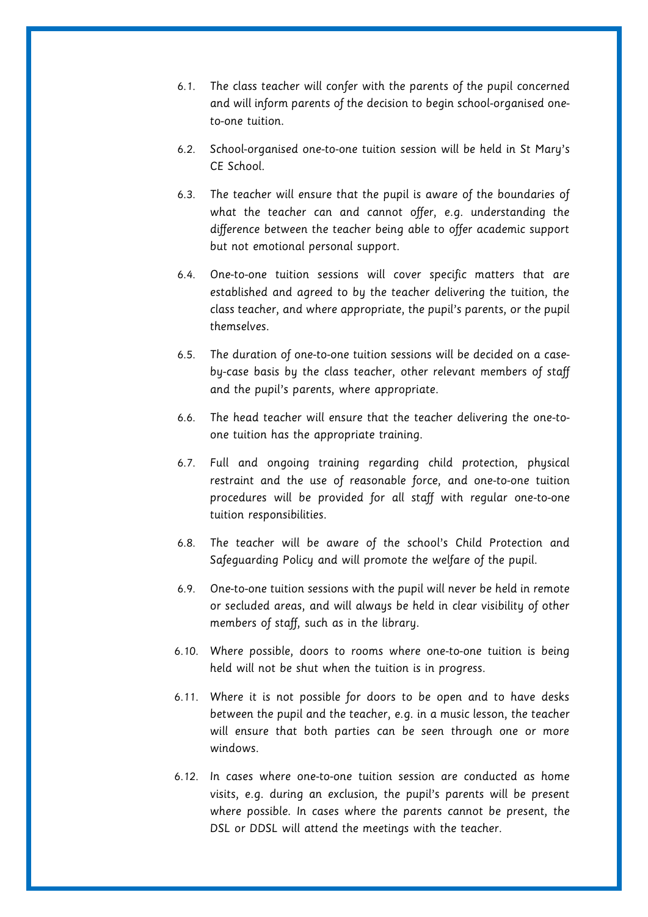6.1. The class teacher will confer with the parents of the pupil concerned and will inform parents of the decision to begin school-organised one-to-one tuition.

6.2. School-organised one-to-one tuition session will be held in St Mary's CE School.

6.3. The teacher will ensure that the pupil is aware of the boundaries of what the teacher can and cannot offer, e.g. understanding the difference between the teacher being able to offer academic support but not emotional personal support.

6.4. One-to-one tuition sessions will cover specific matters that are established and agreed to by the teacher delivering the tuition, the class teacher, and where appropriate, the pupil's parents, or the pupil themselves.

6.5. The duration of one-to-one tuition sessions will be decided on a case-by-case basis by the class teacher, other relevant members of staff and the pupil's parents, where appropriate.

6.6. The head teacher will ensure that the teacher delivering the one-to-one tuition has the appropriate training.

6.7. Full and ongoing training regarding child protection, physical restraint and the use of reasonable force, and one-to-one tuition procedures will be provided for all staff with regular one-to-one tuition responsibilities.

6.8. The teacher will be aware of the school's Child Protection and Safeguarding Policy and will promote the welfare of the pupil.

6.9. One-to-one tuition sessions with the pupil will never be held in remote or secluded areas, and will always be held in clear visibility of other members of staff, such as in the library.

6.10. Where possible, doors to rooms where one-to-one tuition is being held will not be shut when the tuition is in progress.

6.11. Where it is not possible for doors to be open and to have desks between the pupil and the teacher, e.g. in a music lesson, the teacher will ensure that both parties can be seen through one or more windows.

6.12. In cases where one-to-one tuition session are conducted as home visits, e.g. during an exclusion, the pupil's parents will be present where possible. In cases where the parents cannot be present, the DSL or DDSL will attend the meetings with the teacher.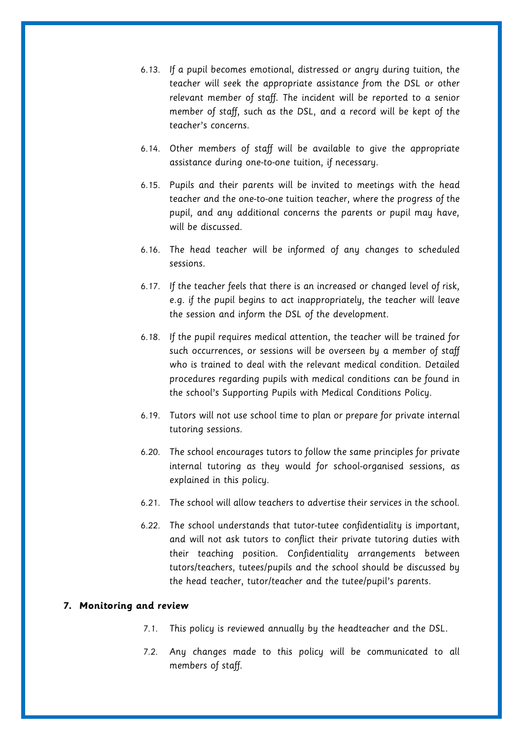6.13. If a pupil becomes emotional, distressed or angry during tuition, the teacher will seek the appropriate assistance from the DSL or other relevant member of staff. The incident will be reported to a senior member of staff, such as the DSL, and a record will be kept of the teacher's concerns.

6.14. Other members of staff will be available to give the appropriate assistance during one-to-one tuition, if necessary.

6.15. Pupils and their parents will be invited to meetings with the head teacher and the one-to-one tuition teacher, where the progress of the pupil, and any additional concerns the parents or pupil may have, will be discussed.

6.16. The head teacher will be informed of any changes to scheduled sessions.

6.17. If the teacher feels that there is an increased or changed level of risk, e.g. if the pupil begins to act inappropriately, the teacher will leave the session and inform the DSL of the development.

6.18. If the pupil requires medical attention, the teacher will be trained for such occurrences, or sessions will be overseen by a member of staff who is trained to deal with the relevant medical condition. Detailed procedures regarding pupils with medical conditions can be found in the school's Supporting Pupils with Medical Conditions Policy.

6.19. Tutors will not use school time to plan or prepare for private internal tutoring sessions.

6.20. The school encourages tutors to follow the same principles for private internal tutoring as they would for school-organised sessions, as explained in this policy.

6.21. The school will allow teachers to advertise their services in the school.

6.22. The school understands that tutor-tutee confidentiality is important, and will not ask tutors to conflict their private tutoring duties with their teaching position. Confidentiality arrangements between tutors/teachers, tutees/pupils and the school should be discussed by the head teacher, tutor/teacher and the tutee/pupil's parents.

## 7. Monitoring and review

7.1. This policy is reviewed annually by the headteacher and the DSL.

7.2. Any changes made to this policy will be communicated to all members of staff.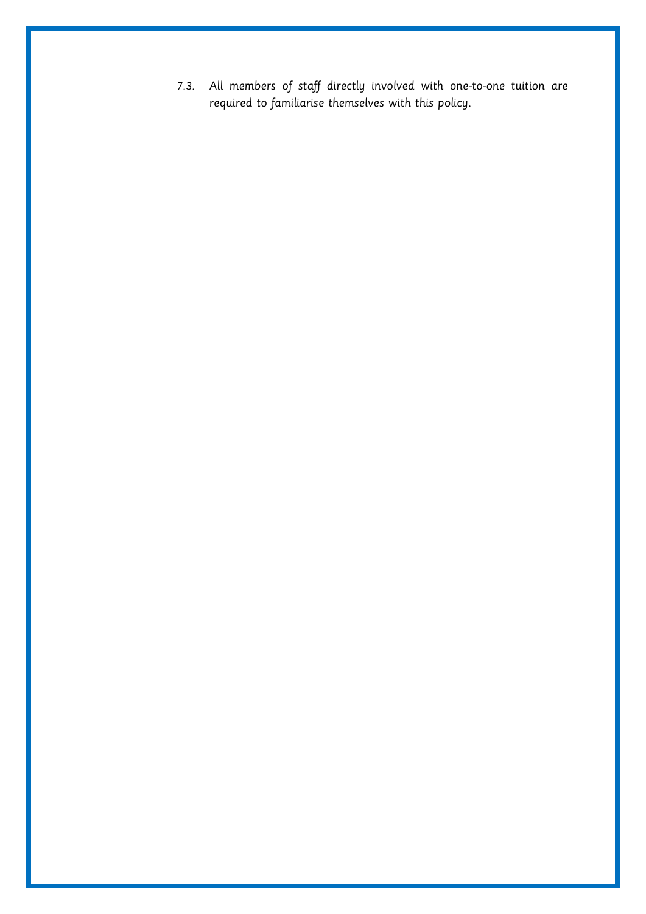7.3. All members of staff directly involved with one-to-one tuition are required to familiarise themselves with this policy.